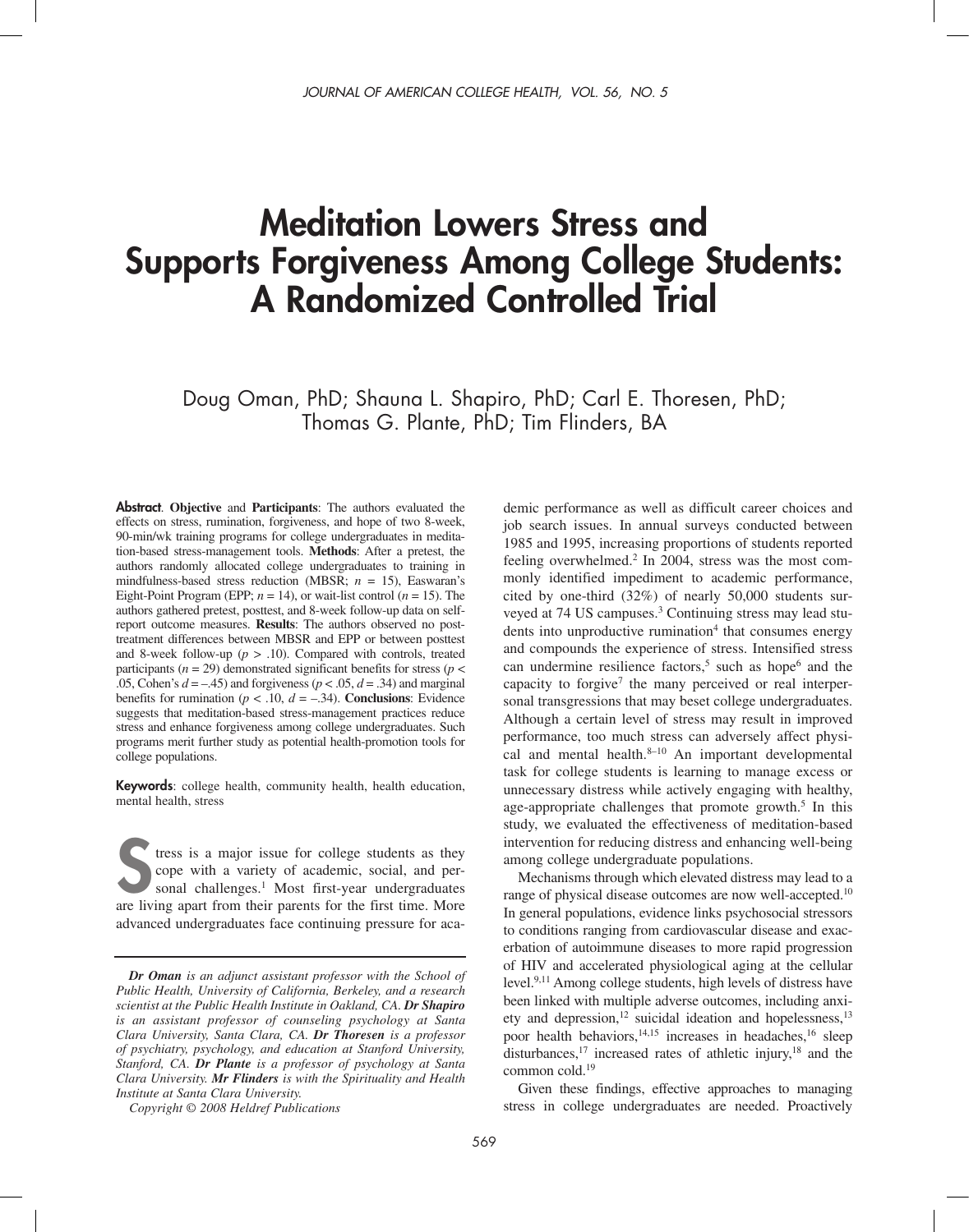# Meditation Lowers Stress and Supports Forgiveness Among College Students: A Randomized Controlled Trial

Doug Oman, PhD; Shauna L. Shapiro, PhD; Carl E. Thoresen, PhD; Thomas G. Plante, PhD; Tim Flinders, BA

**Abstract**. **Objective** and **Participants**: The authors evaluated the effects on stress, rumination, forgiveness, and hope of two 8-week, 90-min/wk training programs for college undergraduates in meditation-based stress-management tools. **Methods**: After a pretest, the authors randomly allocated college undergraduates to training in mindfulness-based stress reduction (MBSR; $n$ = 15), Easwaran's Eight-Point Program (EPP; $n$ = 14), or wait-list control ($n$ = 15). The authors gathered pretest, posttest, and 8-week follow-up data on self-report outcome measures. **Results**: The authors observed no posttreatment differences between MBSR and EPP or between posttest and 8-week follow-up ($p$ > .10). Compared with controls, treated participants ($n$ = 29) demonstrated significant benefits for stress ($p$ < .05, Cohen's $d$ = –.45) and forgiveness ($p$ < .05, $d$ = .34) and marginal benefits for rumination ($p$ < .10, $d$ = –.34). **Conclusions**: Evidence suggests that meditation-based stress-management practices reduce stress and enhance forgiveness among college undergraduates. Such programs merit further study as potential health-promotion tools for college populations.

**Keywords**: college health, community health, health education, mental health, stress

Stress is a major issue for college students as they cope with a variety of academic, social, and personal challenges.[1] Most first-year undergraduates are living apart from their parents for the first time. More advanced undergraduates face continuing pressure for academic performance as well as difficult career choices and job search issues. In annual surveys conducted between 1985 and 1995, increasing proportions of students reported feeling overwhelmed.[2] In 2004, stress was the most commonly identified impediment to academic performance, cited by one-third (32%) of nearly 50,000 students surveyed at 74 US campuses.[3] Continuing stress may lead students into unproductive rumination[4] that consumes energy and compounds the experience of stress. Intensified stress can undermine resilience factors,[5] such as hope[6] and the capacity to forgive[7] the many perceived or real interpersonal transgressions that may beset college undergraduates. Although a certain level of stress may result in improved performance, too much stress can adversely affect physical and mental health.[8–10] An important developmental task for college students is learning to manage excess or unnecessary distress while actively engaging with healthy, age-appropriate challenges that promote growth.[5] In this study, we evaluated the effectiveness of meditation-based intervention for reducing distress and enhancing well-being among college undergraduate populations.

Mechanisms through which elevated distress may lead to a range of physical disease outcomes are now well-accepted.[10] In general populations, evidence links psychosocial stressors to conditions ranging from cardiovascular disease and exacerbation of autoimmune diseases to more rapid progression of HIV and accelerated physiological aging at the cellular level.[9,11] Among college students, high levels of distress have been linked with multiple adverse outcomes, including anxiety and depression,[12] suicidal ideation and hopelessness,[13] poor health behaviors,[14,15] increases in headaches,[16] sleep disturbances,[17] increased rates of athletic injury,[18] and the common cold.[19]

Given these findings, effective approaches to managing stress in college undergraduates are needed. Proactively

---

*Dr Oman is an adjunct assistant professor with the School of Public Health, University of California, Berkeley, and a research scientist at the Public Health Institute in Oakland, CA. **Dr Shapiro** is an assistant professor of counseling psychology at Santa Clara University, Santa Clara, CA. **Dr Thoresen** is a professor of psychiatry, psychology, and education at Stanford University, Stanford, CA. **Dr Plante** is a professor of psychology at Santa Clara University. **Mr Flinders** is with the Spirituality and Health Institute at Santa Clara University.*

*Copyright © 2008 Heldref Publications*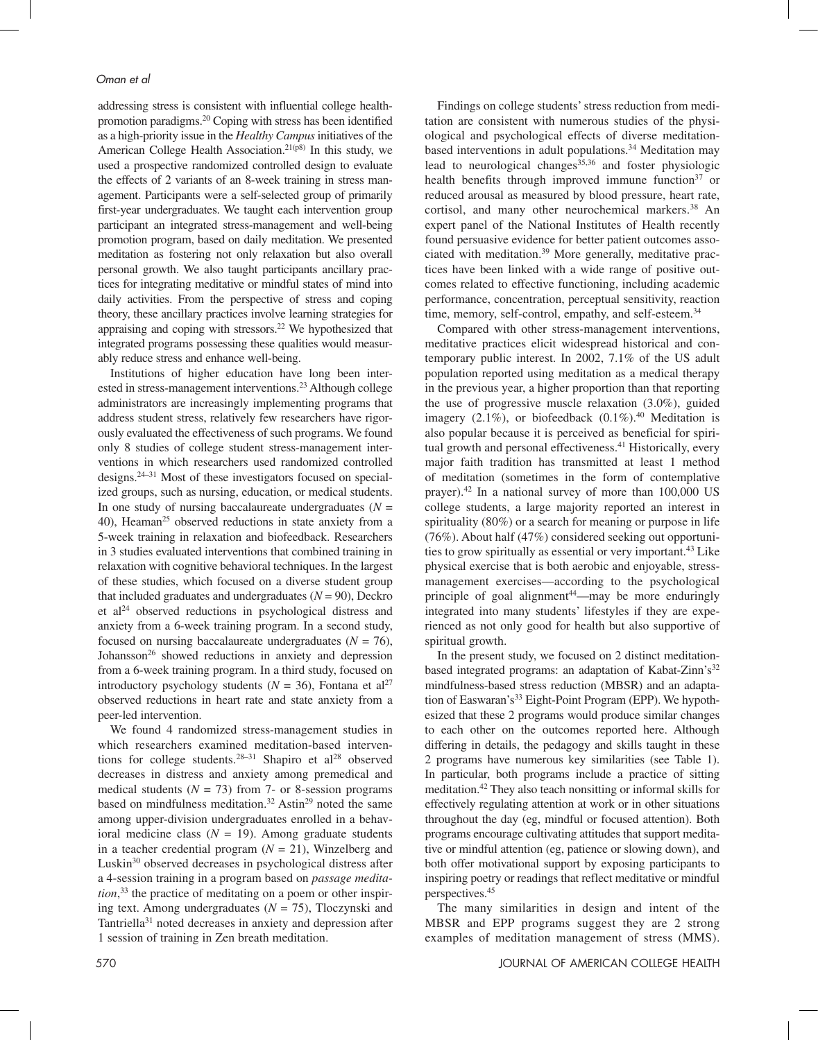addressing stress is consistent with influential college health-promotion paradigms.[20] Coping with stress has been identified as a high-priority issue in the *Healthy Campus* initiatives of the American College Health Association.[21(p8)] In this study, we used a prospective randomized controlled design to evaluate the effects of 2 variants of an 8-week training in stress management. Participants were a self-selected group of primarily first-year undergraduates. We taught each intervention group participant an integrated stress-management and well-being promotion program, based on daily meditation. We presented meditation as fostering not only relaxation but also overall personal growth. We also taught participants ancillary practices for integrating meditative or mindful states of mind into daily activities. From the perspective of stress and coping theory, these ancillary practices involve learning strategies for appraising and coping with stressors.[22] We hypothesized that integrated programs possessing these qualities would measurably reduce stress and enhance well-being.

Institutions of higher education have long been interested in stress-management interventions.[23] Although college administrators are increasingly implementing programs that address student stress, relatively few researchers have rigorously evaluated the effectiveness of such programs. We found only 8 studies of college student stress-management interventions in which researchers used randomized controlled designs.[24–31] Most of these investigators focused on specialized groups, such as nursing, education, or medical students. In one study of nursing baccalaureate undergraduates ($N$ = 40), Heaman[25] observed reductions in state anxiety from a 5-week training in relaxation and biofeedback. Researchers in 3 studies evaluated interventions that combined training in relaxation with cognitive behavioral techniques. In the largest of these studies, which focused on a diverse student group that included graduates and undergraduates ($N$ = 90), Deckro et al[24] observed reductions in psychological distress and anxiety from a 6-week training program. In a second study, focused on nursing baccalaureate undergraduates ($N$ = 76), Johansson[26] showed reductions in anxiety and depression from a 6-week training program. In a third study, focused on introductory psychology students ($N$ = 36), Fontana et al[27] observed reductions in heart rate and state anxiety from a peer-led intervention.

We found 4 randomized stress-management studies in which researchers examined meditation-based interventions for college students.[28–31] Shapiro et al[28] observed decreases in distress and anxiety among premedical and medical students ($N$ = 73) from 7- or 8-session programs based on mindfulness meditation.[32] Astin[29] noted the same among upper-division undergraduates enrolled in a behavioral medicine class ($N$ = 19). Among graduate students in a teacher credential program ($N$ = 21), Winzelberg and Luskin[30] observed decreases in psychological distress after a 4-session training in a program based on *passage meditation*,[33] the practice of meditating on a poem or other inspiring text. Among undergraduates ($N$ = 75), Tloczynski and Tantriella[31] noted decreases in anxiety and depression after 1 session of training in Zen breath meditation.

Findings on college students' stress reduction from meditation are consistent with numerous studies of the physiological and psychological effects of diverse meditation-based interventions in adult populations.[34] Meditation may lead to neurological changes[35,36] and foster physiologic health benefits through improved immune function[37] or reduced arousal as measured by blood pressure, heart rate, cortisol, and many other neurochemical markers.[38] An expert panel of the National Institutes of Health recently found persuasive evidence for better patient outcomes associated with meditation.[39] More generally, meditative practices have been linked with a wide range of positive outcomes related to effective functioning, including academic performance, concentration, perceptual sensitivity, reaction time, memory, self-control, empathy, and self-esteem.[34]

Compared with other stress-management interventions, meditative practices elicit widespread historical and contemporary public interest. In 2002, 7.1% of the US adult population reported using meditation as a medical therapy in the previous year, a higher proportion than that reporting the use of progressive muscle relaxation (3.0%), guided imagery (2.1%), or biofeedback (0.1%).[40] Meditation is also popular because it is perceived as beneficial for spiritual growth and personal effectiveness.[41] Historically, every major faith tradition has transmitted at least 1 method of meditation (sometimes in the form of contemplative prayer).[42] In a national survey of more than 100,000 US college students, a large majority reported an interest in spirituality (80%) or a search for meaning or purpose in life (76%). About half (47%) considered seeking out opportunities to grow spiritually as essential or very important.[43] Like physical exercise that is both aerobic and enjoyable, stress-management exercises—according to the psychological principle of goal alignment[44]—may be more enduringly integrated into many students' lifestyles if they are experienced as not only good for health but also supportive of spiritual growth.

In the present study, we focused on 2 distinct meditation-based integrated programs: an adaptation of Kabat-Zinn's[32] mindfulness-based stress reduction (MBSR) and an adaptation of Easwaran's[33] Eight-Point Program (EPP). We hypothesized that these 2 programs would produce similar changes to each other on the outcomes reported here. Although differing in details, the pedagogy and skills taught in these 2 programs have numerous key similarities (see Table 1). In particular, both programs include a practice of sitting meditation.[42] They also teach nonsitting or informal skills for effectively regulating attention at work or in other situations throughout the day (eg, mindful or focused attention). Both programs encourage cultivating attitudes that support meditative or mindful attention (eg, patience or slowing down), and both offer motivational support by exposing participants to inspiring poetry or readings that reflect meditative or mindful perspectives.[45]

The many similarities in design and intent of the MBSR and EPP programs suggest they are 2 strong examples of meditation management of stress (MMS).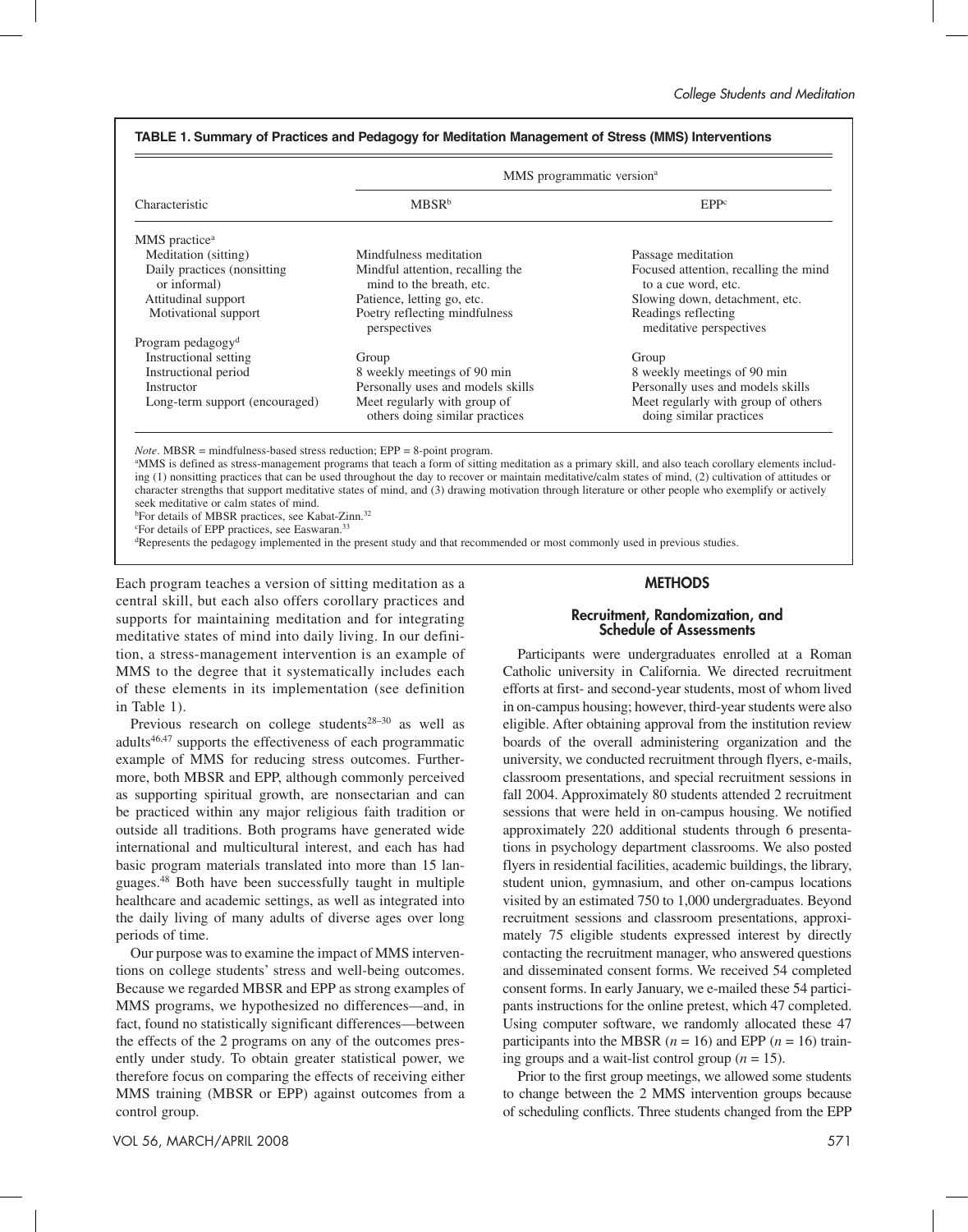**TABLE 1. Summary of Practices and Pedagogy for Meditation Management of Stress (MMS) Interventions**

| | MMS programmatic version[a] | |
|---|---|---|
| Characteristic | MBSR[b] | EPP[c] |
| MMS practice[a] | | |
| Meditation (sitting) | Mindfulness meditation | Passage meditation |
| Daily practices (nonsitting or informal) | Mindful attention, recalling the mind to the breath, etc. | Focused attention, recalling the mind to a cue word, etc. |
| Attitudinal support | Patience, letting go, etc. | Slowing down, detachment, etc. |
| Motivational support | Poetry reflecting mindfulness perspectives | Readings reflecting meditative perspectives |
| Program pedagogy[d] | | |
| Instructional setting | Group | Group |
| Instructional period | 8 weekly meetings of 90 min | 8 weekly meetings of 90 min |
| Instructor | Personally uses and models skills | Personally uses and models skills |
| Long-term support (encouraged) | Meet regularly with group of others doing similar practices | Meet regularly with group of others doing similar practices |

*Note*. MBSR = mindfulness-based stress reduction; EPP = 8-point program.
[a]MMS is defined as stress-management programs that teach a form of sitting meditation as a primary skill, and also teach corollary elements including (1) nonsitting practices that can be used throughout the day to recover or maintain meditative/calm states of mind, (2) cultivation of attitudes or character strengths that support meditative states of mind, and (3) drawing motivation through literature or other people who exemplify or actively seek meditative or calm states of mind.
[b]For details of MBSR practices, see Kabat-Zinn.[32]
[c]For details of EPP practices, see Easwaran.[33]
[d]Represents the pedagogy implemented in the present study and that recommended or most commonly used in previous studies.

Each program teaches a version of sitting meditation as a central skill, but each also offers corollary practices and supports for maintaining meditation and for integrating meditative states of mind into daily living. In our definition, a stress-management intervention is an example of MMS to the degree that it systematically includes each of these elements in its implementation (see definition in Table 1).

Previous research on college students[28–30] as well as adults[46,47] supports the effectiveness of each programmatic example of MMS for reducing stress outcomes. Furthermore, both MBSR and EPP, although commonly perceived as supporting spiritual growth, are nonsectarian and can be practiced within any major religious faith tradition or outside all traditions. Both programs have generated wide international and multicultural interest, and each has had basic program materials translated into more than 15 languages.[48] Both have been successfully taught in multiple healthcare and academic settings, as well as integrated into the daily living of many adults of diverse ages over long periods of time.

Our purpose was to examine the impact of MMS interventions on college students' stress and well-being outcomes. Because we regarded MBSR and EPP as strong examples of MMS programs, we hypothesized no differences—and, in fact, found no statistically significant differences—between the effects of the 2 programs on any of the outcomes presently under study. To obtain greater statistical power, we therefore focus on comparing the effects of receiving either MMS training (MBSR or EPP) against outcomes from a control group.

## METHODS

### Recruitment, Randomization, and Schedule of Assessments

Participants were undergraduates enrolled at a Roman Catholic university in California. We directed recruitment efforts at first- and second-year students, most of whom lived in on-campus housing; however, third-year students were also eligible. After obtaining approval from the institution review boards of the overall administering organization and the university, we conducted recruitment through flyers, e-mails, classroom presentations, and special recruitment sessions in fall 2004. Approximately 80 students attended 2 recruitment sessions that were held in on-campus housing. We notified approximately 220 additional students through 6 presentations in psychology department classrooms. We also posted flyers in residential facilities, academic buildings, the library, student union, gymnasium, and other on-campus locations visited by an estimated 750 to 1,000 undergraduates. Beyond recruitment sessions and classroom presentations, approximately 75 eligible students expressed interest by directly contacting the recruitment manager, who answered questions and disseminated consent forms. We received 54 completed consent forms. In early January, we e-mailed these 54 participants instructions for the online pretest, which 47 completed. Using computer software, we randomly allocated these 47 participants into the MBSR ($n = 16$) and EPP ($n = 16$) training groups and a wait-list control group ($n = 15$).

Prior to the first group meetings, we allowed some students to change between the 2 MMS intervention groups because of scheduling conflicts. Three students changed from the EPP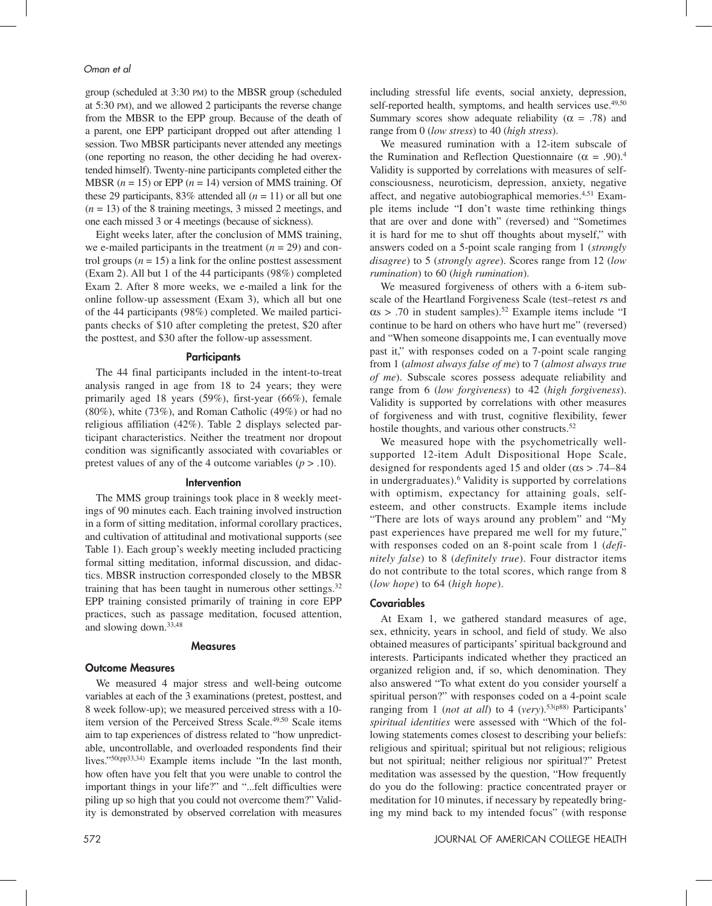group (scheduled at 3:30 PM) to the MBSR group (scheduled at 5:30 PM), and we allowed 2 participants the reverse change from the MBSR to the EPP group. Because of the death of a parent, one EPP participant dropped out after attending 1 session. Two MBSR participants never attended any meetings (one reporting no reason, the other deciding he had overextended himself). Twenty-nine participants completed either the MBSR ($n = 15$) or EPP ($n = 14$) version of MMS training. Of these 29 participants, 83% attended all ($n = 11$) or all but one ($n = 13$) of the 8 training meetings, 3 missed 2 meetings, and one each missed 3 or 4 meetings (because of sickness).

Eight weeks later, after the conclusion of MMS training, we e-mailed participants in the treatment ($n = 29$) and control groups ($n = 15$) a link for the online posttest assessment (Exam 2). All but 1 of the 44 participants (98%) completed Exam 2. After 8 more weeks, we e-mailed a link for the online follow-up assessment (Exam 3), which all but one of the 44 participants (98%) completed. We mailed participants checks of $10 after completing the pretest, $20 after the posttest, and $30 after the follow-up assessment.

### Participants

The 44 final participants included in the intent-to-treat analysis ranged in age from 18 to 24 years; they were primarily aged 18 years (59%), first-year (66%), female (80%), white (73%), and Roman Catholic (49%) or had no religious affiliation (42%). Table 2 displays selected participant characteristics. Neither the treatment nor dropout condition was significantly associated with covariables or pretest values of any of the 4 outcome variables ($p > .10$).

### Intervention

The MMS group trainings took place in 8 weekly meetings of 90 minutes each. Each training involved instruction in a form of sitting meditation, informal corollary practices, and cultivation of attitudinal and motivational supports (see Table 1). Each group's weekly meeting included practicing formal sitting meditation, informal discussion, and didactics. MBSR instruction corresponded closely to the MBSR training that has been taught in numerous other settings.[32] EPP training consisted primarily of training in core EPP practices, such as passage meditation, focused attention, and slowing down.[33,48]

### Measures

## Outcome Measures

We measured 4 major stress and well-being outcome variables at each of the 3 examinations (pretest, posttest, and 8 week follow-up); we measured perceived stress with a 10-item version of the Perceived Stress Scale.[49,50] Scale items aim to tap experiences of distress related to "how unpredictable, uncontrollable, and overloaded respondents find their lives."[50(pp33,34)] Example items include "In the last month, how often have you felt that you were unable to control the important things in your life?" and "...felt difficulties were piling up so high that you could not overcome them?" Validity is demonstrated by observed correlation with measures including stressful life events, social anxiety, depression, self-reported health, symptoms, and health services use.[49,50] Summary scores show adequate reliability ($\alpha = .78$) and range from 0 (*low stress*) to 40 (*high stress*).

We measured rumination with a 12-item subscale of the Rumination and Reflection Questionnaire ($\alpha = .90$).[4] Validity is supported by correlations with measures of self-consciousness, neuroticism, depression, anxiety, negative affect, and negative autobiographical memories.[4,51] Example items include "I don't waste time rethinking things that are over and done with" (reversed) and "Sometimes it is hard for me to shut off thoughts about myself," with answers coded on a 5-point scale ranging from 1 (*strongly disagree*) to 5 (*strongly agree*). Scores range from 12 (*low rumination*) to 60 (*high rumination*).

We measured forgiveness of others with a 6-item subscale of the Heartland Forgiveness Scale (test–retest *r*s and $\alpha s > .70$ in student samples).[52] Example items include "I continue to be hard on others who have hurt me" (reversed) and "When someone disappoints me, I can eventually move past it," with responses coded on a 7-point scale ranging from 1 (*almost always false of me*) to 7 (*almost always true of me*). Subscale scores possess adequate reliability and range from 6 (*low forgiveness*) to 42 (*high forgiveness*). Validity is supported by correlations with other measures of forgiveness and with trust, cognitive flexibility, fewer hostile thoughts, and various other constructs.[52]

We measured hope with the psychometrically well-supported 12-item Adult Dispositional Hope Scale, designed for respondents aged 15 and older ($\alpha s > .74$–$84$ in undergraduates).[6] Validity is supported by correlations with optimism, expectancy for attaining goals, self-esteem, and other constructs. Example items include "There are lots of ways around any problem" and "My past experiences have prepared me well for my future," with responses coded on an 8-point scale from 1 (*definitely false*) to 8 (*definitely true*). Four distractor items do not contribute to the total scores, which range from 8 (*low hope*) to 64 (*high hope*).

## Covariables

At Exam 1, we gathered standard measures of age, sex, ethnicity, years in school, and field of study. We also obtained measures of participants' spiritual background and interests. Participants indicated whether they practiced an organized religion and, if so, which denomination. They also answered "To what extent do you consider yourself a spiritual person?" with responses coded on a 4-point scale ranging from 1 (*not at all*) to 4 (*very*).[53(p88)] Participants' *spiritual identities* were assessed with "Which of the following statements comes closest to describing your beliefs: religious and spiritual; spiritual but not religious; religious but not spiritual; neither religious nor spiritual?" Pretest meditation was assessed by the question, "How frequently do you do the following: practice concentrated prayer or meditation for 10 minutes, if necessary by repeatedly bringing my mind back to my intended focus" (with response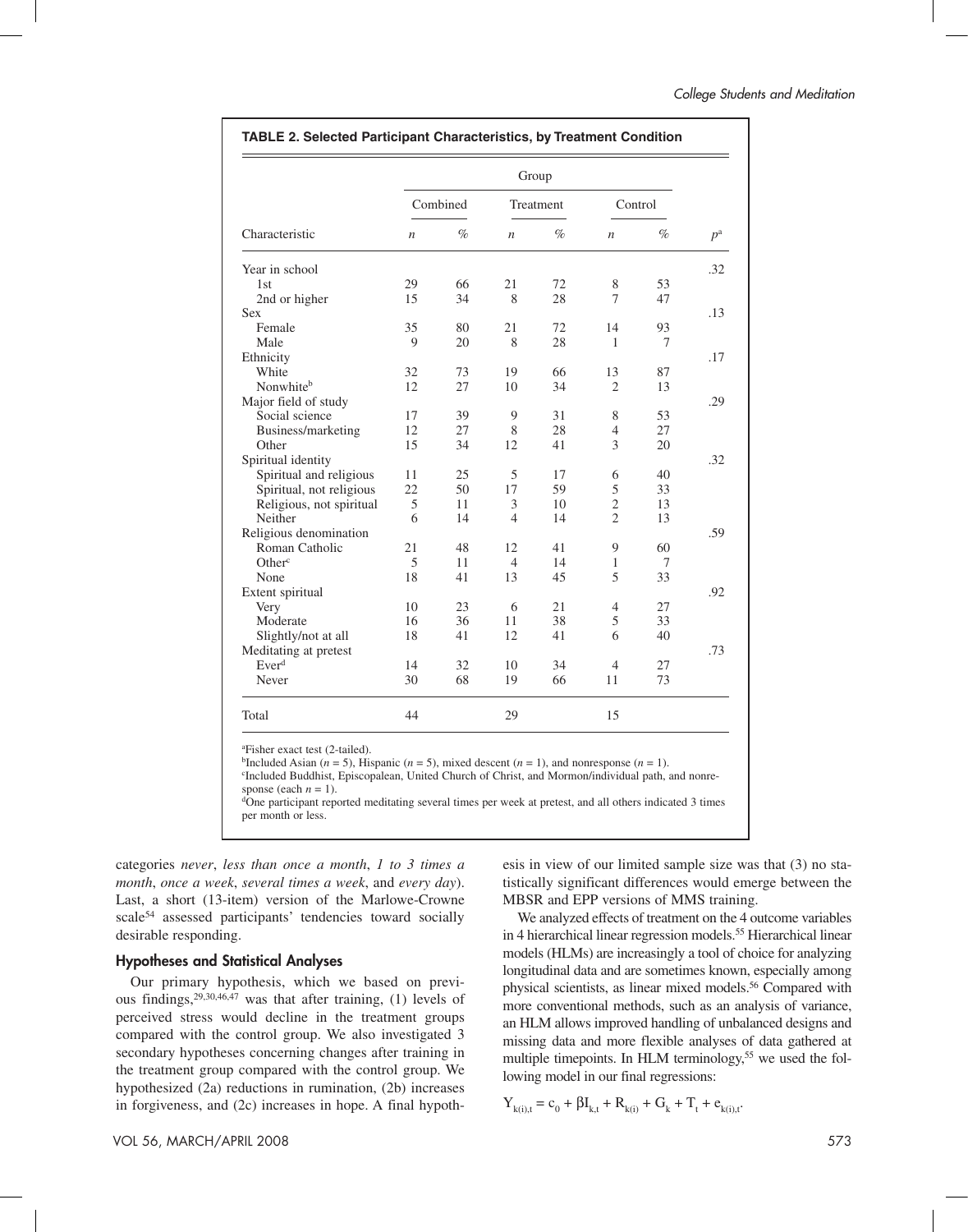**TABLE 2. Selected Participant Characteristics, by Treatment Condition**

| | Group | | | | | | |
|---|---|---|---|---|---|---|---|
| | Combined | | Treatment | | Control | | |
| Characteristic | *n* | % | *n* | % | *n* | % | *p*[a] |
| Year in school | | | | | | | .32 |
| 1st | 29 | 66 | 21 | 72 | 8 | 53 | |
| 2nd or higher | 15 | 34 | 8 | 28 | 7 | 47 | |
| Sex | | | | | | | .13 |
| Female | 35 | 80 | 21 | 72 | 14 | 93 | |
| Male | 9 | 20 | 8 | 28 | 1 | 7 | |
| Ethnicity | | | | | | | .17 |
| White | 32 | 73 | 19 | 66 | 13 | 87 | |
| Nonwhite[b] | 12 | 27 | 10 | 34 | 2 | 13 | |
| Major field of study | | | | | | | .29 |
| Social science | 17 | 39 | 9 | 31 | 8 | 53 | |
| Business/marketing | 12 | 27 | 8 | 28 | 4 | 27 | |
| Other | 15 | 34 | 12 | 41 | 3 | 20 | |
| Spiritual identity | | | | | | | .32 |
| Spiritual and religious | 11 | 25 | 5 | 17 | 6 | 40 | |
| Spiritual, not religious | 22 | 50 | 17 | 59 | 5 | 33 | |
| Religious, not spiritual | 5 | 11 | 3 | 10 | 2 | 13 | |
| Neither | 6 | 14 | 4 | 14 | 2 | 13 | |
| Religious denomination | | | | | | | .59 |
| Roman Catholic | 21 | 48 | 12 | 41 | 9 | 60 | |
| Other[c] | 5 | 11 | 4 | 14 | 1 | 7 | |
| None | 18 | 41 | 13 | 45 | 5 | 33 | |
| Extent spiritual | | | | | | | .92 |
| Very | 10 | 23 | 6 | 21 | 4 | 27 | |
| Moderate | 16 | 36 | 11 | 38 | 5 | 33 | |
| Slightly/not at all | 18 | 41 | 12 | 41 | 6 | 40 | |
| Meditating at pretest | | | | | | | .73 |
| Ever[d] | 14 | 32 | 10 | 34 | 4 | 27 | |
| Never | 30 | 68 | 19 | 66 | 11 | 73 | |
| Total | 44 | | 29 | | 15 | | |

[a]Fisher exact test (2-tailed).
[b]Included Asian ($n$ = 5), Hispanic ($n$ = 5), mixed descent ($n$ = 1), and nonresponse ($n$ = 1).
[c]Included Buddhist, Episcopalean, United Church of Christ, and Mormon/individual path, and nonresponse (each $n$ = 1).
[d]One participant reported meditating several times per week at pretest, and all others indicated 3 times per month or less.

categories *never*, *less than once a month*, *1 to 3 times a month*, *once a week*, *several times a week*, and *every day*). Last, a short (13-item) version of the Marlowe-Crowne scale[54] assessed participants' tendencies toward socially desirable responding.

### Hypotheses and Statistical Analyses

Our primary hypothesis, which we based on previous findings,[29,30,46,47] was that after training, (1) levels of perceived stress would decline in the treatment groups compared with the control group. We also investigated 3 secondary hypotheses concerning changes after training in the treatment group compared with the control group. We hypothesized (2a) reductions in rumination, (2b) increases in forgiveness, and (2c) increases in hope. A final hypothesis in view of our limited sample size was that (3) no statistically significant differences would emerge between the MBSR and EPP versions of MMS training.

We analyzed effects of treatment on the 4 outcome variables in 4 hierarchical linear regression models.[55] Hierarchical linear models (HLMs) are increasingly a tool of choice for analyzing longitudinal data and are sometimes known, especially among physical scientists, as linear mixed models.[56] Compared with more conventional methods, such as an analysis of variance, an HLM allows improved handling of unbalanced designs and missing data and more flexible analyses of data gathered at multiple timepoints. In HLM terminology,[55] we used the following model in our final regressions:

$$Y_{k(i),t} = c_0 + \beta I_{k,t} + R_{k(i)} + G_k + T_t + e_{k(i),t}.$$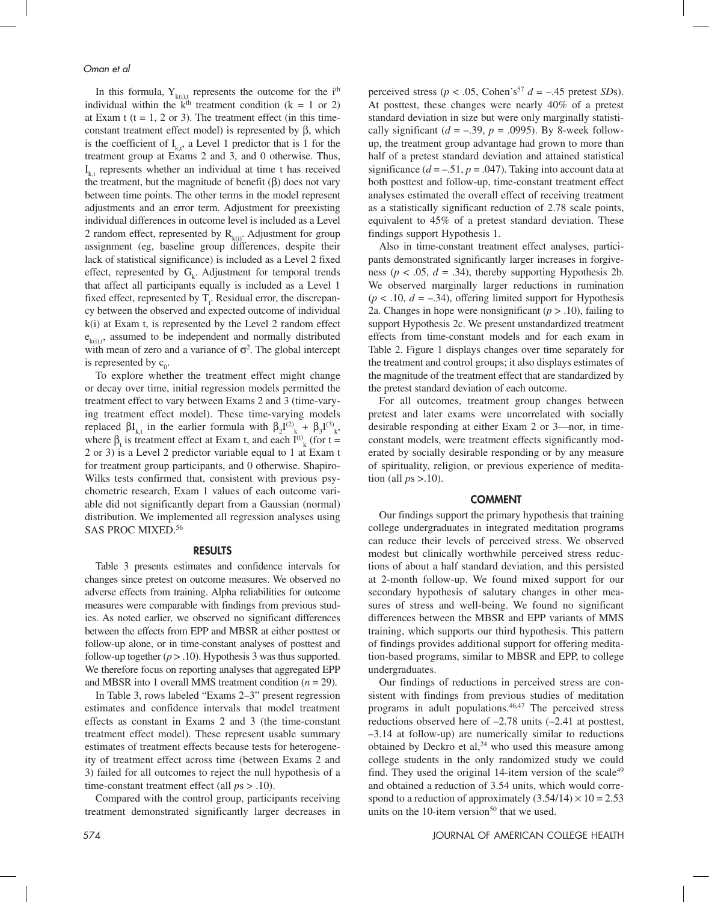In this formula, $Y_{k(i),t}$ represents the outcome for the $i^{th}$ individual within the $k^{th}$ treatment condition ($k = 1$ or 2) at Exam t ($t = 1$, 2 or 3). The treatment effect (in this time-constant treatment effect model) is represented by β, which is the coefficient of $I_{k,t}$, a Level 1 predictor that is 1 for the treatment group at Exams 2 and 3, and 0 otherwise. Thus, $I_{k,t}$ represents whether an individual at time t has received the treatment, but the magnitude of benefit (β) does not vary between time points. The other terms in the model represent adjustments and an error term. Adjustment for preexisting individual differences in outcome level is included as a Level 2 random effect, represented by $R_{k(i)}$. Adjustment for group assignment (eg, baseline group differences, despite their lack of statistical significance) is included as a Level 2 fixed effect, represented by $G_k$. Adjustment for temporal trends that affect all participants equally is included as a Level 1 fixed effect, represented by $T_t$. Residual error, the discrepancy between the observed and expected outcome of individual k(i) at Exam t, is represented by the Level 2 random effect $e_{k(i),t}$, assumed to be independent and normally distributed with mean of zero and a variance of $\sigma^2$. The global intercept is represented by $c_0$.

To explore whether the treatment effect might change or decay over time, initial regression models permitted the treatment effect to vary between Exams 2 and 3 (time-varying treatment effect model). These time-varying models replaced $\beta I_{k,t}$ in the earlier formula with $\beta_2 I^{(2)}_k + \beta_3 I^{(3)}_k$, where $\beta_t$ is treatment effect at Exam t, and each $I^{(t)}_k$ (for $t =$ 2 or 3) is a Level 2 predictor variable equal to 1 at Exam t for treatment group participants, and 0 otherwise. Shapiro-Wilks tests confirmed that, consistent with previous psychometric research, Exam 1 values of each outcome variable did not significantly depart from a Gaussian (normal) distribution. We implemented all regression analyses using SAS PROC MIXED.[56]

## RESULTS

Table 3 presents estimates and confidence intervals for changes since pretest on outcome measures. We observed no adverse effects from training. Alpha reliabilities for outcome measures were comparable with findings from previous studies. As noted earlier, we observed no significant differences between the effects from EPP and MBSR at either posttest or follow-up alone, or in time-constant analyses of posttest and follow-up together ($p > .10$). Hypothesis 3 was thus supported. We therefore focus on reporting analyses that aggregated EPP and MBSR into 1 overall MMS treatment condition ($n = 29$).

In Table 3, rows labeled "Exams 2–3" present regression estimates and confidence intervals that model treatment effects as constant in Exams 2 and 3 (the time-constant treatment effect model). These represent usable summary estimates of treatment effects because tests for heterogeneity of treatment effect across time (between Exams 2 and 3) failed for all outcomes to reject the null hypothesis of a time-constant treatment effect (all $p$s $> .10$).

Compared with the control group, participants receiving treatment demonstrated significantly larger decreases in perceived stress ($p < .05$, Cohen's[57] $d = -.45$ pretest *SD*s). At posttest, these changes were nearly 40% of a pretest standard deviation in size but were only marginally statistically significant ($d = -.39$, $p = .0995$). By 8-week follow-up, the treatment group advantage had grown to more than half of a pretest standard deviation and attained statistical significance ($d = -.51$, $p = .047$). Taking into account data at both posttest and follow-up, time-constant treatment effect analyses estimated the overall effect of receiving treatment as a statistically significant reduction of 2.78 scale points, equivalent to 45% of a pretest standard deviation. These findings support Hypothesis 1.

Also in time-constant treatment effect analyses, participants demonstrated significantly larger increases in forgiveness ($p < .05$, $d = .34$), thereby supporting Hypothesis 2b. We observed marginally larger reductions in rumination ($p < .10$, $d = -.34$), offering limited support for Hypothesis 2a. Changes in hope were nonsignificant ($p > .10$), failing to support Hypothesis 2c. We present unstandardized treatment effects from time-constant models and for each exam in Table 2. Figure 1 displays changes over time separately for the treatment and control groups; it also displays estimates of the magnitude of the treatment effect that are standardized by the pretest standard deviation of each outcome.

For all outcomes, treatment group changes between pretest and later exams were uncorrelated with socially desirable responding at either Exam 2 or 3—nor, in time-constant models, were treatment effects significantly moderated by socially desirable responding or by any measure of spirituality, religion, or previous experience of meditation (all $p$s $>.10$).

## COMMENT

Our findings support the primary hypothesis that training college undergraduates in integrated meditation programs can reduce their levels of perceived stress. We observed modest but clinically worthwhile perceived stress reductions of about a half standard deviation, and this persisted at 2-month follow-up. We found mixed support for our secondary hypothesis of salutary changes in other measures of stress and well-being. We found no significant differences between the MBSR and EPP variants of MMS training, which supports our third hypothesis. This pattern of findings provides additional support for offering meditation-based programs, similar to MBSR and EPP, to college undergraduates.

Our findings of reductions in perceived stress are consistent with findings from previous studies of meditation programs in adult populations.[46,47] The perceived stress reductions observed here of –2.78 units (–2.41 at posttest, –3.14 at follow-up) are numerically similar to reductions obtained by Deckro et al,[24] who used this measure among college students in the only randomized study we could find. They used the original 14-item version of the scale[49] and obtained a reduction of 3.54 units, which would correspond to a reduction of approximately $(3.54/14) \times 10 = 2.53$ units on the 10-item version[50] that we used.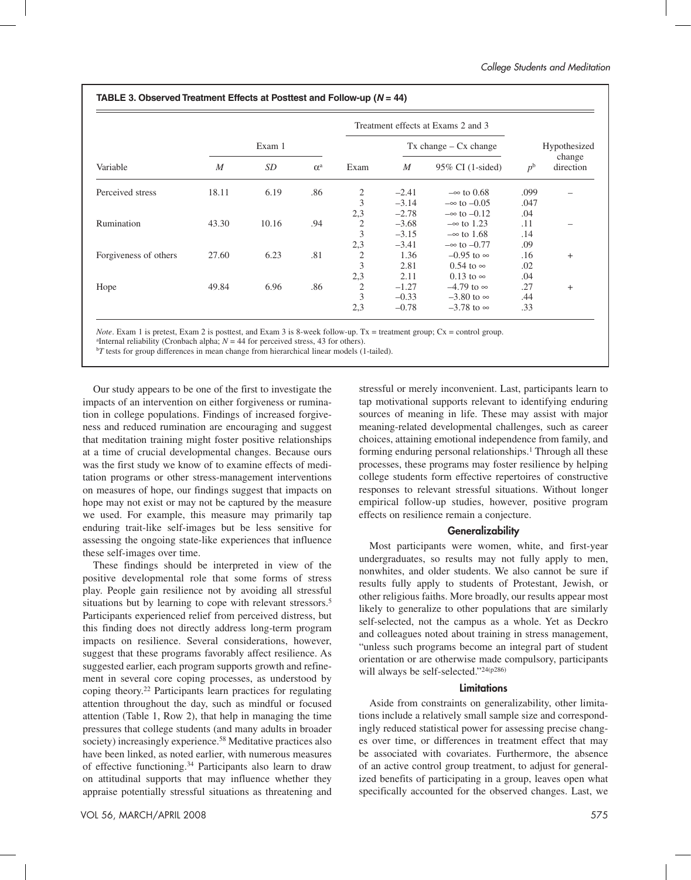**TABLE 3. Observed Treatment Effects at Posttest and Follow-up ($N = 44$)**

| | Exam 1 | | | Treatment effects at Exams 2 and 3 | | | | |
|---|---|---|---|---|---|---|---|---|
| | | | | | Tx change – Cx change | | | Hypothesized change |
| Variable | *M* | *SD* | α[a] | Exam | *M* | 95% CI (1-sided) | *p*[b] | direction |
| Perceived stress | 18.11 | 6.19 | .86 | 2 | −2.41 | −∞ to 0.68 | .099 | – |
| | | | | 3 | −3.14 | −∞ to −0.05 | .047 | |
| | | | | 2,3 | −2.78 | −∞ to −0.12 | .04 | |
| Rumination | 43.30 | 10.16 | .94 | 2 | −3.68 | −∞ to 1.23 | .11 | – |
| | | | | 3 | −3.15 | −∞ to 1.68 | .14 | |
| | | | | 2,3 | −3.41 | −∞ to −0.77 | .09 | |
| Forgiveness of others | 27.60 | 6.23 | .81 | 2 | 1.36 | −0.95 to ∞ | .16 | + |
| | | | | 3 | 2.81 | 0.54 to ∞ | .02 | |
| | | | | 2,3 | 2.11 | 0.13 to ∞ | .04 | |
| Hope | 49.84 | 6.96 | .86 | 2 | −1.27 | −4.79 to ∞ | .27 | + |
| | | | | 3 | −0.33 | −3.80 to ∞ | .44 | |
| | | | | 2,3 | −0.78 | −3.78 to ∞ | .33 | |

*Note*. Exam 1 is pretest, Exam 2 is posttest, and Exam 3 is 8-week follow-up. Tx = treatment group; Cx = control group.
[a]Internal reliability (Cronbach alpha; $N = 44$ for perceived stress, 43 for others).
[b]*T* tests for group differences in mean change from hierarchical linear models (1-tailed).

Our study appears to be one of the first to investigate the impacts of an intervention on either forgiveness or rumination in college populations. Findings of increased forgiveness and reduced rumination are encouraging and suggest that meditation training might foster positive relationships at a time of crucial developmental changes. Because ours was the first study we know of to examine effects of meditation programs or other stress-management interventions on measures of hope, our findings suggest that impacts on hope may not exist or may not be captured by the measure we used. For example, this measure may primarily tap enduring trait-like self-images but be less sensitive for assessing the ongoing state-like experiences that influence these self-images over time.

These findings should be interpreted in view of the positive developmental role that some forms of stress play. People gain resilience not by avoiding all stressful situations but by learning to cope with relevant stressors.[5] Participants experienced relief from perceived distress, but this finding does not directly address long-term program impacts on resilience. Several considerations, however, suggest that these programs favorably affect resilience. As suggested earlier, each program supports growth and refinement in several core coping processes, as understood by coping theory.[22] Participants learn practices for regulating attention throughout the day, such as mindful or focused attention (Table 1, Row 2), that help in managing the time pressures that college students (and many adults in broader society) increasingly experience.[58] Meditative practices also have been linked, as noted earlier, with numerous measures of effective functioning.[34] Participants also learn to draw on attitudinal supports that may influence whether they appraise potentially stressful situations as threatening and stressful or merely inconvenient. Last, participants learn to tap motivational supports relevant to identifying enduring sources of meaning in life. These may assist with major meaning-related developmental challenges, such as career choices, attaining emotional independence from family, and forming enduring personal relationships.[1] Through all these processes, these programs may foster resilience by helping college students form effective repertoires of constructive responses to relevant stressful situations. Without longer empirical follow-up studies, however, positive program effects on resilience remain a conjecture.

### Generalizability

Most participants were women, white, and first-year undergraduates, so results may not fully apply to men, nonwhites, and older students. We also cannot be sure if results fully apply to students of Protestant, Jewish, or other religious faiths. More broadly, our results appear most likely to generalize to other populations that are similarly self-selected, not the campus as a whole. Yet as Deckro and colleagues noted about training in stress management, "unless such programs become an integral part of student orientation or are otherwise made compulsory, participants will always be self-selected."[24(p286)]

### Limitations

Aside from constraints on generalizability, other limitations include a relatively small sample size and correspondingly reduced statistical power for assessing precise changes over time, or differences in treatment effect that may be associated with covariates. Furthermore, the absence of an active control group treatment, to adjust for generalized benefits of participating in a group, leaves open what specifically accounted for the observed changes. Last, we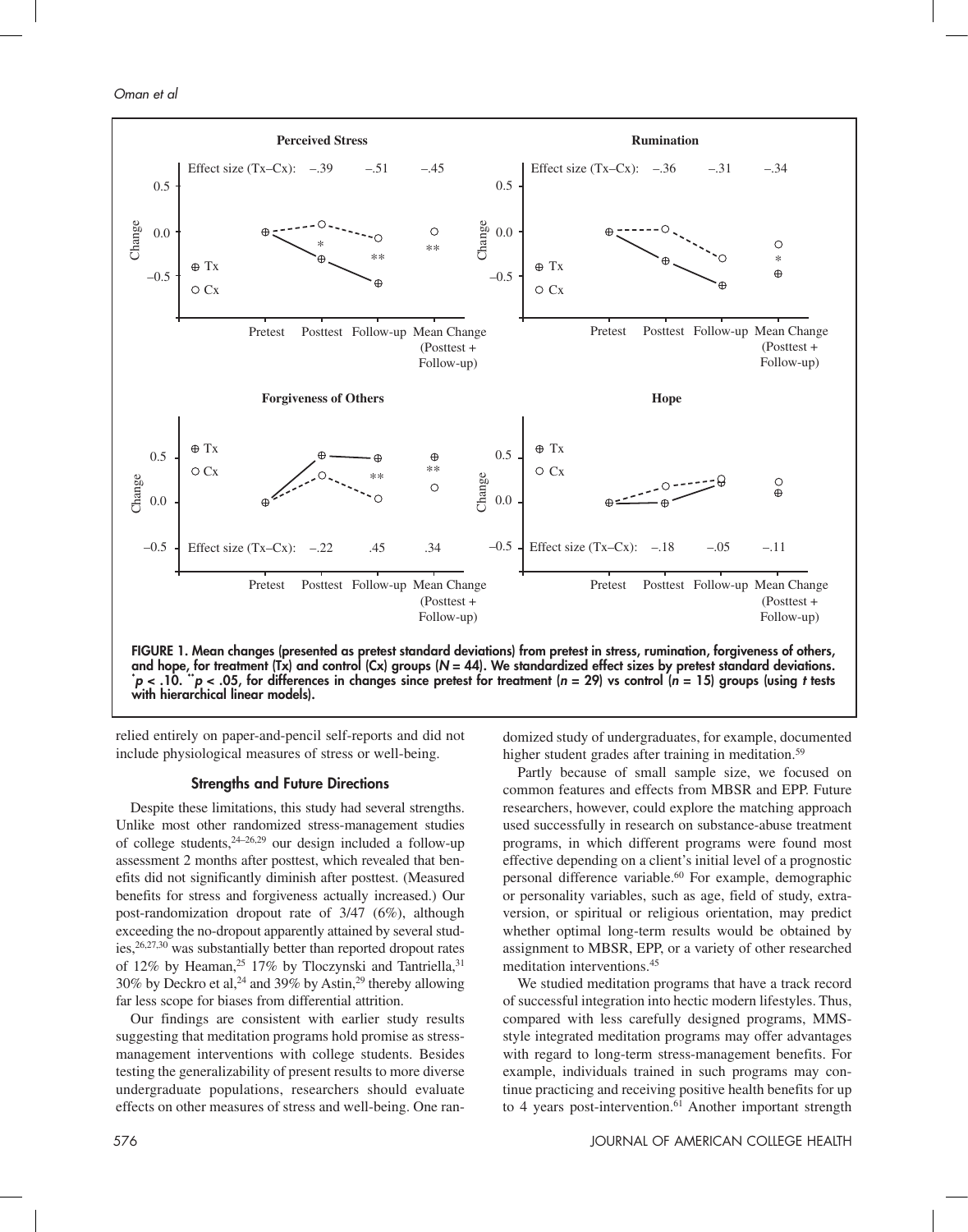**FIGURE 1. Mean changes (presented as pretest standard deviations) from pretest in stress, rumination, forgiveness of others, and hope, for treatment (Tx) and control (Cx) groups ($N = 44$). We standardized effect sizes by pretest standard deviations. $^{*}p < .10$. $^{**}p < .05$, for differences in changes since pretest for treatment ($n = 29$) vs control ($n = 15$) groups (using *t* tests with hierarchical linear models).**

relied entirely on paper-and-pencil self-reports and did not include physiological measures of stress or well-being.

### Strengths and Future Directions

Despite these limitations, this study had several strengths. Unlike most other randomized stress-management studies of college students,[24–26,29] our design included a follow-up assessment 2 months after posttest, which revealed that benefits did not significantly diminish after posttest. (Measured benefits for stress and forgiveness actually increased.) Our post-randomization dropout rate of 3/47 (6%), although exceeding the no-dropout apparently attained by several studies,[26,27,30] was substantially better than reported dropout rates of 12% by Heaman,[25] 17% by Tloczynski and Tantriella,[31] 30% by Deckro et al,[24] and 39% by Astin,[29] thereby allowing far less scope for biases from differential attrition.

Our findings are consistent with earlier study results suggesting that meditation programs hold promise as stress-management interventions with college students. Besides testing the generalizability of present results to more diverse undergraduate populations, researchers should evaluate effects on other measures of stress and well-being. One randomized study of undergraduates, for example, documented higher student grades after training in meditation.[59]

Partly because of small sample size, we focused on common features and effects from MBSR and EPP. Future researchers, however, could explore the matching approach used successfully in research on substance-abuse treatment programs, in which different programs were found most effective depending on a client's initial level of a prognostic personal difference variable.[60] For example, demographic or personality variables, such as age, field of study, extraversion, or spiritual or religious orientation, may predict whether optimal long-term results would be obtained by assignment to MBSR, EPP, or a variety of other researched meditation interventions.[45]

We studied meditation programs that have a track record of successful integration into hectic modern lifestyles. Thus, compared with less carefully designed programs, MMS-style integrated meditation programs may offer advantages with regard to long-term stress-management benefits. For example, individuals trained in such programs may continue practicing and receiving positive health benefits for up to 4 years post-intervention.[61] Another important strength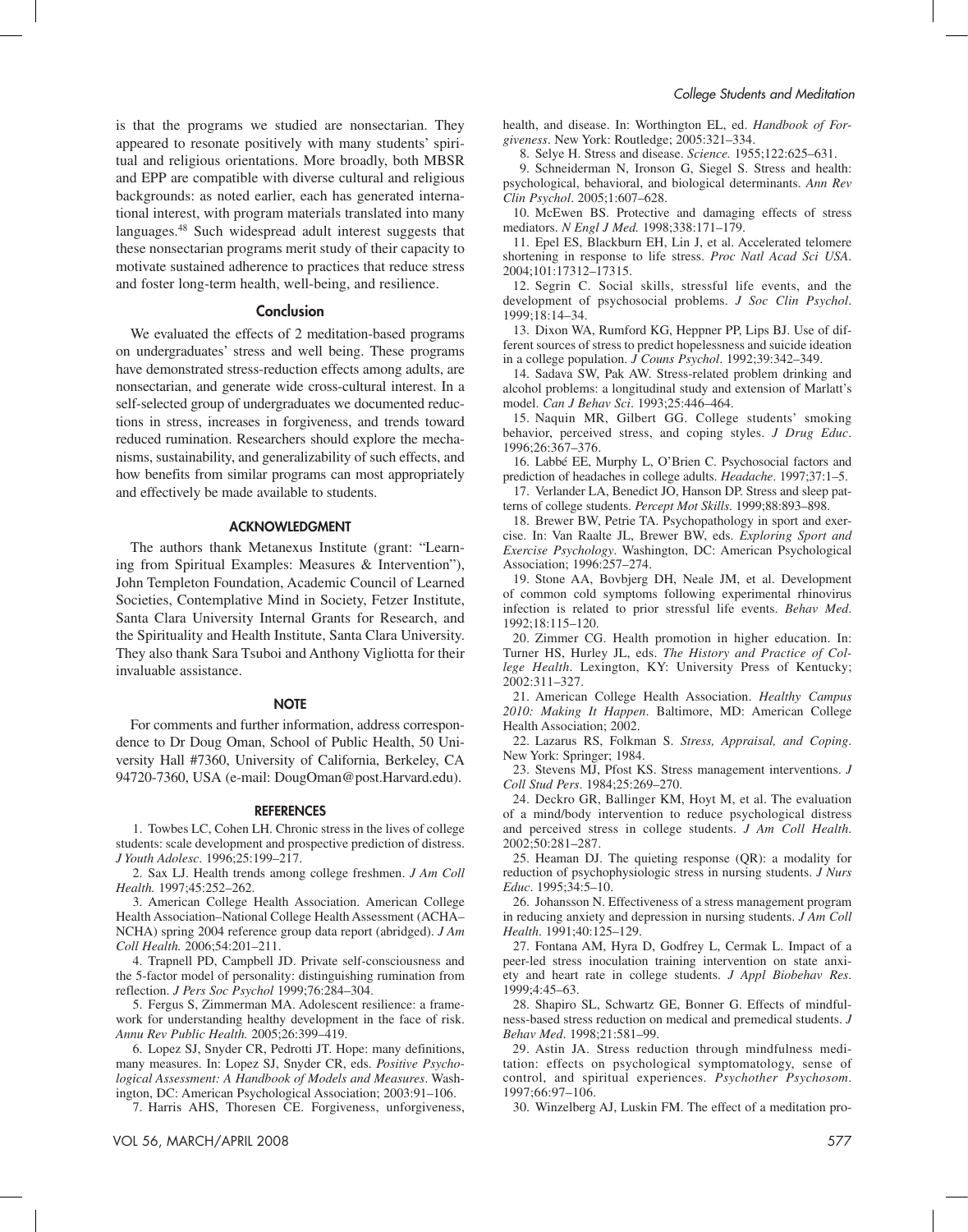is that the programs we studied are nonsectarian. They appeared to resonate positively with many students' spiritual and religious orientations. More broadly, both MBSR and EPP are compatible with diverse cultural and religious backgrounds: as noted earlier, each has generated international interest, with program materials translated into many languages.[48] Such widespread adult interest suggests that these nonsectarian programs merit study of their capacity to motivate sustained adherence to practices that reduce stress and foster long-term health, well-being, and resilience.

### Conclusion

We evaluated the effects of 2 meditation-based programs on undergraduates' stress and well being. These programs have demonstrated stress-reduction effects among adults, are nonsectarian, and generate wide cross-cultural interest. In a self-selected group of undergraduates we documented reductions in stress, increases in forgiveness, and trends toward reduced rumination. Researchers should explore the mechanisms, sustainability, and generalizability of such effects, and how benefits from similar programs can most appropriately and effectively be made available to students.

## ACKNOWLEDGMENT

The authors thank Metanexus Institute (grant: "Learning from Spiritual Examples: Measures & Intervention"), John Templeton Foundation, Academic Council of Learned Societies, Contemplative Mind in Society, Fetzer Institute, Santa Clara University Internal Grants for Research, and the Spirituality and Health Institute, Santa Clara University. They also thank Sara Tsuboi and Anthony Vigliotta for their invaluable assistance.

## NOTE

For comments and further information, address correspondence to Dr Doug Oman, School of Public Health, 50 University Hall #7360, University of California, Berkeley, CA 94720-7360, USA (e-mail: DougOman@post.Harvard.edu).

## REFERENCES

1. Towbes LC, Cohen LH. Chronic stress in the lives of college students: scale development and prospective prediction of distress. *J Youth Adolesc*. 1996;25:199–217.

2. Sax LJ. Health trends among college freshmen. *J Am Coll Health.* 1997;45:252–262.

3. American College Health Association. American College Health Association–National College Health Assessment (ACHA–NCHA) spring 2004 reference group data report (abridged). *J Am Coll Health.* 2006;54:201–211.

4. Trapnell PD, Campbell JD. Private self-consciousness and the 5-factor model of personality: distinguishing rumination from reflection. *J Pers Soc Psychol* 1999;76:284–304.

5. Fergus S, Zimmerman MA. Adolescent resilience: a framework for understanding healthy development in the face of risk. *Annu Rev Public Health.* 2005;26:399–419.

6. Lopez SJ, Snyder CR, Pedrotti JT. Hope: many definitions, many measures. In: Lopez SJ, Snyder CR, eds. *Positive Psychological Assessment: A Handbook of Models and Measures*. Washington, DC: American Psychological Association; 2003:91–106.

7. Harris AHS, Thoresen CE. Forgiveness, unforgiveness, health, and disease. In: Worthington EL, ed. *Handbook of Forgiveness*. New York: Routledge; 2005:321–334.

8. Selye H. Stress and disease. *Science.* 1955;122:625–631.

9. Schneiderman N, Ironson G, Siegel S. Stress and health: psychological, behavioral, and biological determinants. *Ann Rev Clin Psychol*. 2005;1:607–628.

10. McEwen BS. Protective and damaging effects of stress mediators. *N Engl J Med.* 1998;338:171–179.

11. Epel ES, Blackburn EH, Lin J, et al. Accelerated telomere shortening in response to life stress. *Proc Natl Acad Sci USA*. 2004;101:17312–17315.

12. Segrin C. Social skills, stressful life events, and the development of psychosocial problems. *J Soc Clin Psychol*. 1999;18:14–34.

13. Dixon WA, Rumford KG, Heppner PP, Lips BJ. Use of different sources of stress to predict hopelessness and suicide ideation in a college population. *J Couns Psychol*. 1992;39:342–349.

14. Sadava SW, Pak AW. Stress-related problem drinking and alcohol problems: a longitudinal study and extension of Marlatt's model. *Can J Behav Sci*. 1993;25:446–464.

15. Naquin MR, Gilbert GG. College students' smoking behavior, perceived stress, and coping styles. *J Drug Educ*. 1996;26:367–376.

16. Labbé EE, Murphy L, O'Brien C. Psychosocial factors and prediction of headaches in college adults. *Headache*. 1997;37:1–5.

17. Verlander LA, Benedict JO, Hanson DP. Stress and sleep patterns of college students. *Percept Mot Skills*. 1999;88:893–898.

18. Brewer BW, Petrie TA. Psychopathology in sport and exercise. In: Van Raalte JL, Brewer BW, eds. *Exploring Sport and Exercise Psychology*. Washington, DC: American Psychological Association; 1996:257–274.

19. Stone AA, Bovbjerg DH, Neale JM, et al. Development of common cold symptoms following experimental rhinovirus infection is related to prior stressful life events. *Behav Med*. 1992;18:115–120.

20. Zimmer CG. Health promotion in higher education. In: Turner HS, Hurley JL, eds. *The History and Practice of College Health*. Lexington, KY: University Press of Kentucky; 2002:311–327.

21. American College Health Association. *Healthy Campus 2010: Making It Happen*. Baltimore, MD: American College Health Association; 2002.

22. Lazarus RS, Folkman S. *Stress, Appraisal, and Coping*. New York: Springer; 1984.

23. Stevens MJ, Pfost KS. Stress management interventions. *J Coll Stud Pers*. 1984;25:269–270.

24. Deckro GR, Ballinger KM, Hoyt M, et al. The evaluation of a mind/body intervention to reduce psychological distress and perceived stress in college students. *J Am Coll Health*. 2002;50:281–287.

25. Heaman DJ. The quieting response (QR): a modality for reduction of psychophysiologic stress in nursing students. *J Nurs Educ*. 1995;34:5–10.

26. Johansson N. Effectiveness of a stress management program in reducing anxiety and depression in nursing students. *J Am Coll Health*. 1991;40:125–129.

27. Fontana AM, Hyra D, Godfrey L, Cermak L. Impact of a peer-led stress inoculation training intervention on state anxiety and heart rate in college students. *J Appl Biobehav Res*. 1999;4:45–63.

28. Shapiro SL, Schwartz GE, Bonner G. Effects of mindfulness-based stress reduction on medical and premedical students. *J Behav Med*. 1998;21:581–99.

29. Astin JA. Stress reduction through mindfulness meditation: effects on psychological symptomatology, sense of control, and spiritual experiences. *Psychother Psychosom*. 1997;66:97–106.

30. Winzelberg AJ, Luskin FM. The effect of a meditation pro-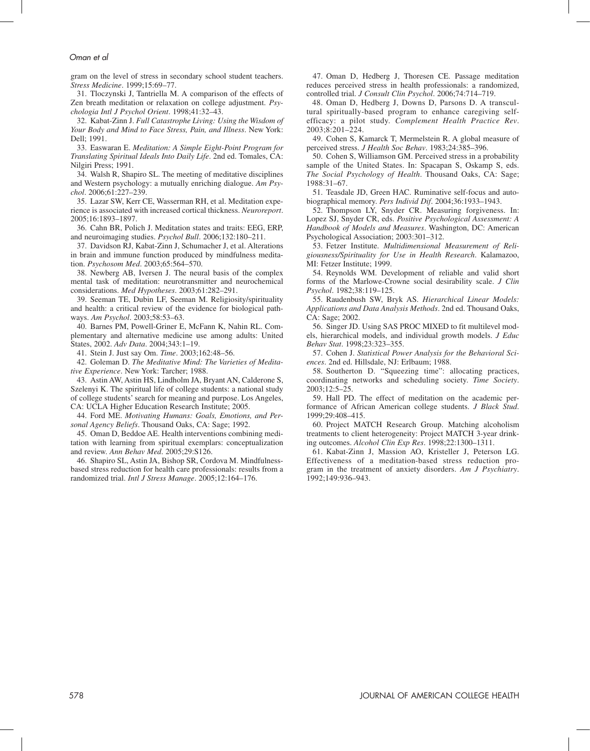gram on the level of stress in secondary school student teachers. *Stress Medicine*. 1999;15:69–77.

31. Tloczynski J, Tantriella M. A comparison of the effects of Zen breath meditation or relaxation on college adjustment. *Psychologia Intl J Psychol Orient*. 1998;41:32–43.

32. Kabat-Zinn J. *Full Catastrophe Living: Using the Wisdom of Your Body and Mind to Face Stress, Pain, and Illness*. New York: Dell; 1991.

33. Easwaran E. *Meditation: A Simple Eight-Point Program for Translating Spiritual Ideals Into Daily Life*. 2nd ed. Tomales, CA: Nilgiri Press; 1991.

34. Walsh R, Shapiro SL. The meeting of meditative disciplines and Western psychology: a mutually enriching dialogue. *Am Psychol*. 2006;61:227–239.

35. Lazar SW, Kerr CE, Wasserman RH, et al. Meditation experience is associated with increased cortical thickness. *Neuroreport*. 2005;16:1893–1897.

36. Cahn BR, Polich J. Meditation states and traits: EEG, ERP, and neuroimaging studies. *Psychol Bull*. 2006;132:180–211.

37. Davidson RJ, Kabat-Zinn J, Schumacher J, et al. Alterations in brain and immune function produced by mindfulness meditation. *Psychosom Med*. 2003;65:564–570.

38. Newberg AB, Iversen J. The neural basis of the complex mental task of meditation: neurotransmitter and neurochemical considerations. *Med Hypotheses*. 2003;61:282–291.

39. Seeman TE, Dubin LF, Seeman M. Religiosity/spirituality and health: a critical review of the evidence for biological pathways. *Am Psychol*. 2003;58:53–63.

40. Barnes PM, Powell-Griner E, McFann K, Nahin RL. Complementary and alternative medicine use among adults: United States, 2002. *Adv Data*. 2004;343:1–19.

41. Stein J. Just say Om. *Time*. 2003;162:48–56.

42. Goleman D. *The Meditative Mind: The Varieties of Meditative Experience*. New York: Tarcher; 1988.

43. Astin AW, Astin HS, Lindholm JA, Bryant AN, Calderone S, Szelenyi K. The spiritual life of college students: a national study of college students' search for meaning and purpose. Los Angeles, CA: UCLA Higher Education Research Institute; 2005.

44. Ford ME. *Motivating Humans: Goals, Emotions, and Personal Agency Beliefs*. Thousand Oaks, CA: Sage; 1992.

45. Oman D, Beddoe AE. Health interventions combining meditation with learning from spiritual exemplars: conceptualization and review. *Ann Behav Med*. 2005;29:S126.

46. Shapiro SL, Astin JA, Bishop SR, Cordova M. Mindfulness-based stress reduction for health care professionals: results from a randomized trial. *Intl J Stress Manage*. 2005;12:164–176.

47. Oman D, Hedberg J, Thoresen CE. Passage meditation reduces perceived stress in health professionals: a randomized, controlled trial. *J Consult Clin Psychol*. 2006;74:714–719.

48. Oman D, Hedberg J, Downs D, Parsons D. A transcultural spiritually-based program to enhance caregiving self-efficacy: a pilot study. *Complement Health Practice Rev*. 2003;8:201–224.

49. Cohen S, Kamarck T, Mermelstein R. A global measure of perceived stress. *J Health Soc Behav*. 1983;24:385–396.

50. Cohen S, Williamson GM. Perceived stress in a probability sample of the United States. In: Spacapan S, Oskamp S, eds. *The Social Psychology of Health*. Thousand Oaks, CA: Sage; 1988:31–67.

51. Teasdale JD, Green HAC. Ruminative self-focus and autobiographical memory. *Pers Individ Dif*. 2004;36:1933–1943.

52. Thompson LY, Snyder CR. Measuring forgiveness. In: Lopez SJ, Snyder CR, eds. *Positive Psychological Assessment: A Handbook of Models and Measures*. Washington, DC: American Psychological Association; 2003:301–312.

53. Fetzer Institute. *Multidimensional Measurement of Religiousness/Spirituality for Use in Health Research*. Kalamazoo, MI: Fetzer Institute; 1999.

54. Reynolds WM. Development of reliable and valid short forms of the Marlowe-Crowne social desirability scale. *J Clin Psychol*. 1982;38:119–125.

55. Raudenbush SW, Bryk AS. *Hierarchical Linear Models: Applications and Data Analysis Methods*. 2nd ed. Thousand Oaks, CA: Sage; 2002.

56. Singer JD. Using SAS PROC MIXED to fit multilevel models, hierarchical models, and individual growth models. *J Educ Behav Stat*. 1998;23:323–355.

57. Cohen J. *Statistical Power Analysis for the Behavioral Sciences*. 2nd ed. Hillsdale, NJ: Erlbaum; 1988.

58. Southerton D. "Squeezing time": allocating practices, coordinating networks and scheduling society. *Time Society*. 2003;12:5–25.

59. Hall PD. The effect of meditation on the academic performance of African American college students. *J Black Stud*. 1999;29:408–415.

60. Project MATCH Research Group. Matching alcoholism treatments to client heterogeneity: Project MATCH 3-year drinking outcomes. *Alcohol Clin Exp Res*. 1998;22:1300–1311.

61. Kabat-Zinn J, Massion AO, Kristeller J, Peterson LG. Effectiveness of a meditation-based stress reduction program in the treatment of anxiety disorders. *Am J Psychiatry*. 1992;149:936–943.